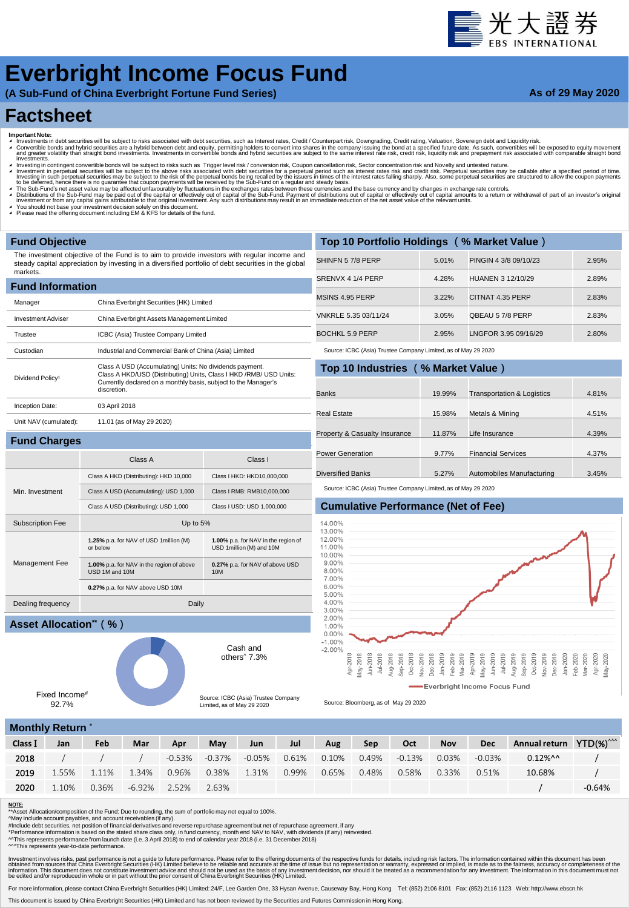光大證券
EBS INTERNATIONAL

# Everbright Income Focus Fund

**(A Sub-Fund of China Everbright Fortune Fund Series)**

**As of 29 May 2020**

# Factsheet

**Important Note:**

- Investments in debt securities will be subject to risks associated with debt securities, such as Interest rates, Credit / Counterpart risk, Downgrading, Credit rating, Valuation, Sovereign debt and Liquidity risk.
- Convertible bonds and hybrid securities are a hybrid between debt and equity, permitting holders to convert into shares in the company issuing the bond at a specified future date. As such, convertibles will be exposed to equity movement and greater volatility than straight bond investments. Investments in convertible bonds and hybrid securities are subject to the same interest rate risk, credit risk, liquidity risk and prepayment risk associated with comparable straight bond investments.
- Investing in contingent convertible bonds will be subject to risks such as Trigger level risk / conversion risk, Coupon cancellation risk, Sector concentration risk and Novelty and untested nature.
- Investment in perpetual securities will be subject to the above risks associated with debt securities for a perpetual period such as interest rates risk and credit risk. Perpetual securities may be callable after a specified period of time. Investing in such perpetual securities may be subject to the risk of the perpetual bonds being recalled by the issuers in times of the interest rates falling sharply. Also, some perpetual securities are structured to allow the coupon payments to be deferred, hence there is no guarantee that coupon payments will be received by the Sub-Fund on a regular and steady basis.
- The Sub-Fund's net asset value may be affected unfavourably by fluctuations in the exchanges rates between these currencies and the base currency and by changes in exchange rate controls.
- Distributions of the Sub-Fund may be paid out of the capital or effectively out of capital of the Sub-Fund. Payment of distributions out of capital or effectively out of capital amounts to a return or withdrawal of part of an investor's original investment or from any capital gains attributable to that original investment. Any such distributions may result in an immediate reduction of the net asset value of the relevant units.
- You should not base your investment decision solely on this document.
- Please read the offering document including EM & KFS for details of the fund.

## Fund Objective

The investment objective of the Fund is to aim to provide investors with regular income and steady capital appreciation by investing in a diversified portfolio of debt securities in the global markets.

## Fund Information

| | |
|---|---|
| Manager | China Everbright Securities (HK) Limited |
| Investment Adviser | China Everbright Assets Management Limited |
| Trustee | ICBC (Asia) Trustee Company Limited |
| Custodian | Industrial and Commercial Bank of China (Asia) Limited |
| Dividend Policy[1] | Class A USD (Accumulating) Units: No dividends payment. Class A HKD/USD (Distributing) Units, Class I HKD /RMB/ USD Units: Currently declared on a monthly basis, subject to the Manager's discretion. |
| Inception Date: | 03 April 2018 |
| Unit NAV (cumulated): | 11.01 (as of May 29 2020) |

## Fund Charges

| | Class A | Class I |
|---|---|---|
| Min. Investment | Class A HKD (Distributing): HKD 10,000 | Class I HKD: HKD10,000,000 |
| | Class A USD (Accumulating): USD 1,000 | Class I RMB: RMB10,000,000 |
| | Class A USD (Distributing): USD 1,000 | Class I USD: USD 1,000,000 |
| Subscription Fee | Up to 5% | |
| Management Fee | **1.25%** p.a. for NAV of USD 1million (M) or below | **1.00%** p.a. for NAV in the region of USD 1million (M) and 10M |
| | **1.00%** p.a. for NAV in the region of above USD 1M and 10M | **0.27%** p.a. for NAV of above USD 10M |
| | **0.27%** p.a. for NAV above USD 10M | |
| Dealing frequency | Daily | |

## Asset Allocation** ( % )

Fixed Income# 92.7%

Cash and others^ 7.3%

Source: ICBC (Asia) Trustee Company Limited, as of May 29 2020

## Top 10 Portfolio Holdings ( % Market Value )

| | | | |
|---|---|---|---|
| SHINFN 5 7/8 PERP | 5.01% | PINGIN 4 3/8 09/10/23 | 2.95% |
| SRENVX 4 1/4 PERP | 4.28% | HUANEN 3 12/10/29 | 2.89% |
| MSINS 4.95 PERP | 3.22% | CITNAT 4.35 PERP | 2.83% |
| VNKRLE 5.35 03/11/24 | 3.05% | QBEAU 5 7/8 PERP | 2.83% |
| BOCHKL 5.9 PERP | 2.95% | LNGFOR 3.95 09/16/29 | 2.80% |

Source: ICBC (Asia) Trustee Company Limited, as of May 29 2020

## Top 10 Industries ( % Market Value )

| | | | |
|---|---|---|---|
| Banks | 19.99% | Transportation & Logistics | 4.81% |
| Real Estate | 15.98% | Metals & Mining | 4.51% |
| Property & Casualty Insurance | 11.87% | Life Insurance | 4.39% |
| Power Generation | 9.77% | Financial Services | 4.37% |
| Diversified Banks | 5.27% | Automobiles Manufacturing | 3.45% |

Source: ICBC (Asia) Trustee Company Limited, as of May 29 2020

## Cumulative Performance (Net of Fee)

Everbright Income Focus Fund

Source: Bloomberg, as of May 29 2020

## Monthly Return *

| Class I | Jan | Feb | Mar | Apr | May | Jun | Jul | Aug | Sep | Oct | Nov | Dec | Annual return | YTD(%)^^^ |
|---|---|---|---|---|---|---|---|---|---|---|---|---|---|---|
| 2018 | / | / | / | -0.53% | -0.37% | -0.05% | 0.61% | 0.10% | 0.49% | -0.13% | 0.03% | -0.03% | 0.12%^^ | / |
| 2019 | 1.55% | 1.11% | 1.34% | 0.96% | 0.38% | 1.31% | 0.99% | 0.65% | 0.48% | 0.58% | 0.33% | 0.51% | 10.68% | / |
| 2020 | 1.10% | 0.36% | -6.92% | 2.52% | 2.63% | | | | | | | | / | -0.64% |

**NOTE:**

**Asset Allocation/composition of the Fund: Due to rounding, the sum of portfolio may not equal to 100%.

^May include account payables, and account receivables (if any).

#Include debt securities, net position of financial derivatives and reverse repurchase agreement but net of repurchase agreement, if any

*Performance information is based on the stated share class only, in fund currency, month end NAV to NAV, with dividends (if any) reinvested.

^^This represents performance from launch date (i.e. 3 April 2018) to end of calendar year 2018 (i.e. 31 December 2018)

^^^This represents year-to-date performance.

Investment involves risks, past performance is not a guide to future performance. Please refer to the offering documents of the respective funds for details, including risk factors. The information contained within this document has been obtained from sources that China Everbright Securities (HK) Limited believe to be reliable and accurate at the time of issue but no representation or warranty, expressed or implied, is made as to the fairness, accuracy or completeness of the information. This document does not constitute investment advice and should not be used as the basis of any investment decision, nor should it be treated as a recommendation for any investment. The information in this document must not be edited and/or reproduced in whole or in part without the prior consent of China Everbright Securities (HK) Limited.

For more information, please contact China Everbright Securities (HK) Limited: 24/F, Lee Garden One, 33 Hysan Avenue, Causeway Bay, Hong Kong Tel: (852) 2106 8101 Fax: (852) 2116 1123 Web: http://www.ebscn.hk

This document is issued by China Everbright Securities (HK) Limited and has not been reviewed by the Securities and Futures Commission in Hong Kong.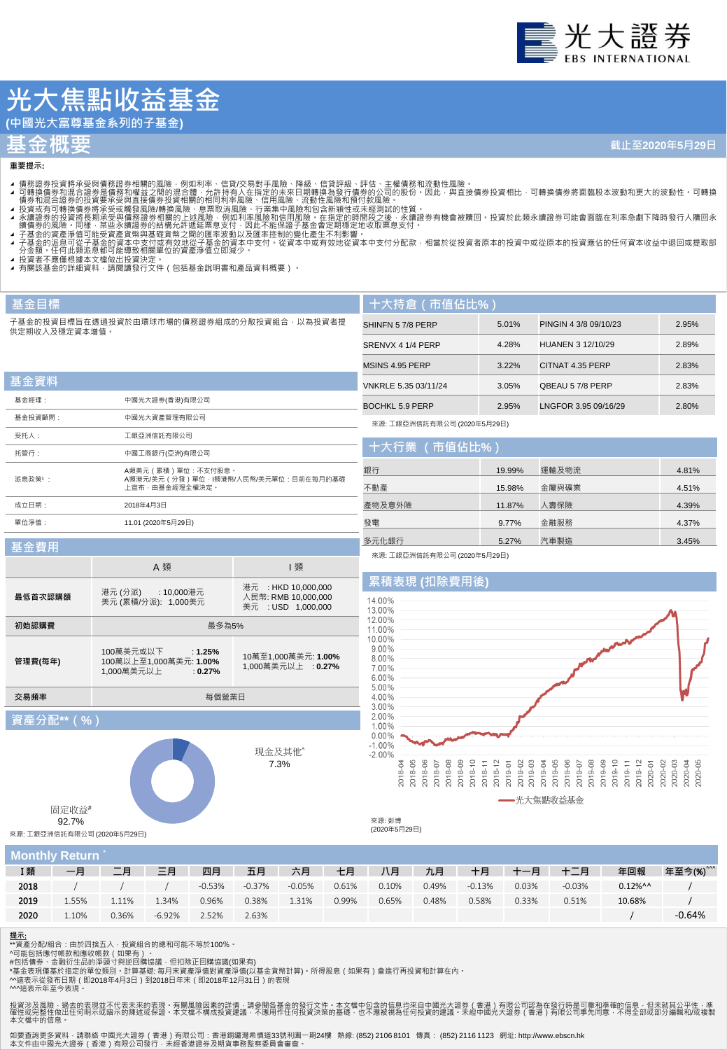光大證券 EBS INTERNATIONAL

# 光大焦點收益基金

(中國光大富尊基金系列的子基金)

## 基金概要

截止至2020年5月29日

**重要提示:**

- 債務證券投資將承受與債務證券相關的風險，例如利率、信貸/交易對手風險、降級、信貸評級、評估、主權債務和流動性風險。
- 可轉換債券和混合證券是債務和權益之間的混合體，允許持有人在指定的未來日期轉換為發行債券的公司的股份。因此，與直接債券投資相比，可轉換債券將面臨股本波動和更大的波動性。可轉換債券的投資要承受與直接債券投資相關的相同利率風險、信用風險、流動性風險和預付款風險。
- 投資或有可轉換債券將承受或觸發風險/轉換風險、息票取消風險、行業集中風險和包含新穎性或未經測試的性質。
- 永續證券的投資將長期承受與債務證券相關的上述風險，例如利率風險和信用風險。在指定的時間段之後，永續證券有機會被贖回。投資於此類永續證券可能會面臨在利率急劇下降時發行人贖回永續債券的風險。同樣，某些永續證券的結構允許遞延票息支付，因此不能保證子基金會定期穩定地收取票息支付。
- 子基金的資產淨值可能受資產貨幣與基礎貨幣之間的匯率波動以及匯率控制的變化產生不利影響。
- 子基金的派息可從子基金的資本中支付或有效地從子基金的資本中支付。從資本中或有效從資本中支付分配款，相當於從投資者原本的投資中或從原本的投資應佔的任何資本收益中退回或提取部分金額。任何此類派息都可能導致相關單位的資產淨值立即減少。
- 投資者不應僅根據本文檔做出投資決定。
- 有關該基金的詳細資料，請閱讀發行文件（包括基金說明書和產品資料概要）。

## 基金目標

子基金的投資目標旨在透過投資於由環球市場的債務證券組成的分散投資組合，以為投資者提供定期收入及穩定資本增值。

## 基金資料

| | |
|---|---|
| 基金經理： | 中國光大證券(香港)有限公司 |
| 基金投資顧問： | 中國光大資產管理有限公司 |
| 受托人： | 工銀亞洲信託有限公司 |
| 托管行： | 中國工商銀行(亞洲)有限公司 |
| 派息政策[1]： | A類美元（累積）單位：不支付股息。<br>A類港元/美元（分發）單位、I類港幣/人民幣/美元單位：目前在每月的基礎上宣布，由基金經理全權決定。 |
| 成立日期： | 2018年4月3日 |
| 單位淨值： | 11.01 (2020年5月29日) |

## 基金費用

| | A 類 | I 類 |
|---|---|---|
| **最低首次認購額** | 港元 (分派) : 10,000港元<br>美元 (累積/分派): 1,000美元 | 港元 : HKD 10,000,000<br>人民幣: RMB 10,000,000<br>美元 : USD 1,000,000 |
| **初始認購費** | 最多為5% | |
| **管理費(每年)** | 100萬美元或以下 : **1.25%**<br>100萬以上至1,000萬美元: **1.00%**<br>1,000萬美元以上 : **0.27%** | 10萬至1,000萬美元: **1.00%**<br>1,000萬美元以上 : **0.27%** |
| **交易頻率** | 每個營業日 | |

## 資產分配**(%)

現金及其他^ 7.3%

固定收益# 92.7%

來源: 工銀亞洲信託有限公司 (2020年5月29日)

## 十大持倉（市值佔比%）

| | | | |
|---|---|---|---|
| SHINFN 5 7/8 PERP | 5.01% | PINGIN 4 3/8 09/10/23 | 2.95% |
| SRENVX 4 1/4 PERP | 4.28% | HUANEN 3 12/10/29 | 2.89% |
| MSINS 4.95 PERP | 3.22% | CITNAT 4.35 PERP | 2.83% |
| VNKRLE 5.35 03/11/24 | 3.05% | QBEAU 5 7/8 PERP | 2.83% |
| BOCHKL 5.9 PERP | 2.95% | LNGFOR 3.95 09/16/29 | 2.80% |

來源: 工銀亞洲信託有限公司 (2020年5月29日)

## 十大行業（市值佔比%）

| | | | |
|---|---|---|---|
| 銀行 | 19.99% | 運輸及物流 | 4.81% |
| 不動產 | 15.98% | 金屬與礦業 | 4.51% |
| 產物及意外險 | 11.87% | 人壽保險 | 4.39% |
| 發電 | 9.77% | 金融服務 | 4.37% |
| 多元化銀行 | 5.27% | 汽車製造 | 3.45% |

來源: 工銀亞洲信託有限公司 (2020年5月29日)

## 累積表現 (扣除費用後)

14.00% 13.00% 12.00% 11.00% 10.00% 9.00% 8.00% 7.00% 6.00% 5.00% 4.00% 3.00% 2.00% 1.00% 0.00% -1.00% -2.00%

2018-04 2018-05 2018-06 2018-07 2018-08 2018-09 2018-10 2018-11 2018-12 2019-01 2019-02 2019-03 2019-04 2019-05 2019-06 2019-07 2019-08 2019-09 2019-10 2019-11 2019-12 2020-01 2020-02 2020-03 2020-04 2020-05

光大焦點收益基金

來源: 彭博 (2020年5月29日)

## Monthly Return*

| I 類 | 一月 | 二月 | 三月 | 四月 | 五月 | 六月 | 七月 | 八月 | 九月 | 十月 | 十一月 | 十二月 | 年回報 | 年至今(%)^^^ |
|---|---|---|---|---|---|---|---|---|---|---|---|---|---|---|
| 2018 | / | / | / | -0.53% | -0.37% | -0.05% | 0.61% | 0.10% | 0.49% | -0.13% | 0.03% | -0.03% | 0.12%^^ | / |
| 2019 | 1.55% | 1.11% | 1.34% | 0.96% | 0.38% | 1.31% | 0.99% | 0.65% | 0.48% | 0.58% | 0.33% | 0.51% | 10.68% | / |
| 2020 | 1.10% | 0.36% | -6.92% | 2.52% | 2.63% | | | | | | | | / | -0.64% |

**提示:**

**資產分配/組合：由於四捨五入，投資組合的總和可能不等於100%。
^可能包括應付帳款和應收帳款（如果有）。
#包括債券、金融衍生品的淨頭寸與逆回購協議，但扣除正回購協議(如果有)
*基金表現僅基於指定的單位類別，計算基礎: 每月末資產淨值對資產淨值(以基金貨幣計算)。所得股息（如果有）會進行再投資和計算在內。
^^這表示從發行日期（即2018年4月3日）到2018年年末（即2018年12月31日）的表現
^^^這表示年至今表現。

投資涉及風險，過去的表現並不代表未來的表現。有關風險因素的詳情，請參閱各基金的發行文件。本文檔中包含的信息均來自中國光大證券（香港）有限公司認為在發行時是可靠和準確的信息，但未就其公平性，準確性或完整性做出任何明示或暗示的陳述或保證。本文檔不構成投資建議，不應用作任何投資決策的基礎，也不應被視為任何投資的建議。未經中國光大證券（香港）有限公司事先同意，不得全部或部分編輯和/或複製本文檔中的信息。

如要查詢更多資料，請聯絡 中國光大證券（香港）有限公司：香港銅鑼灣希慎道33號利園一期24樓 熱線: (852) 2106 8101 傳真： (852) 2116 1123 網址: http://www.ebscn.hk
本文件由中國光大證券（香港）有限公司發行，未經香港證券及期貨事務監察委員會審查。